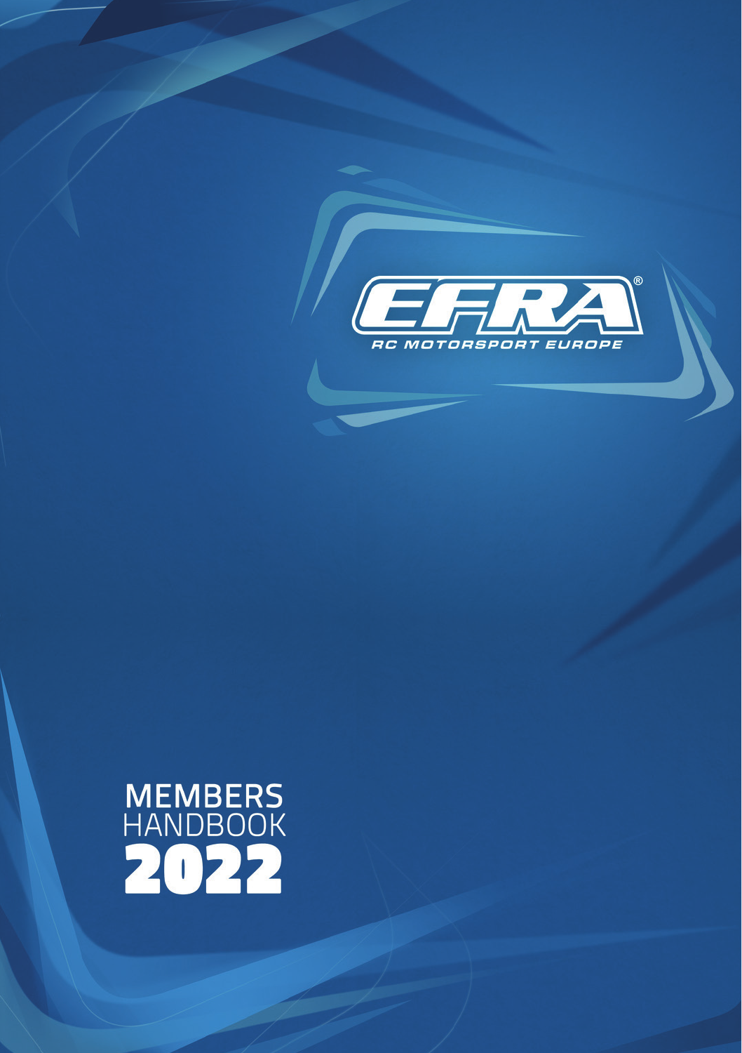EFRA®

RC MOTORSPORT EUROPE

# MEMBERS HANDBOOK 2022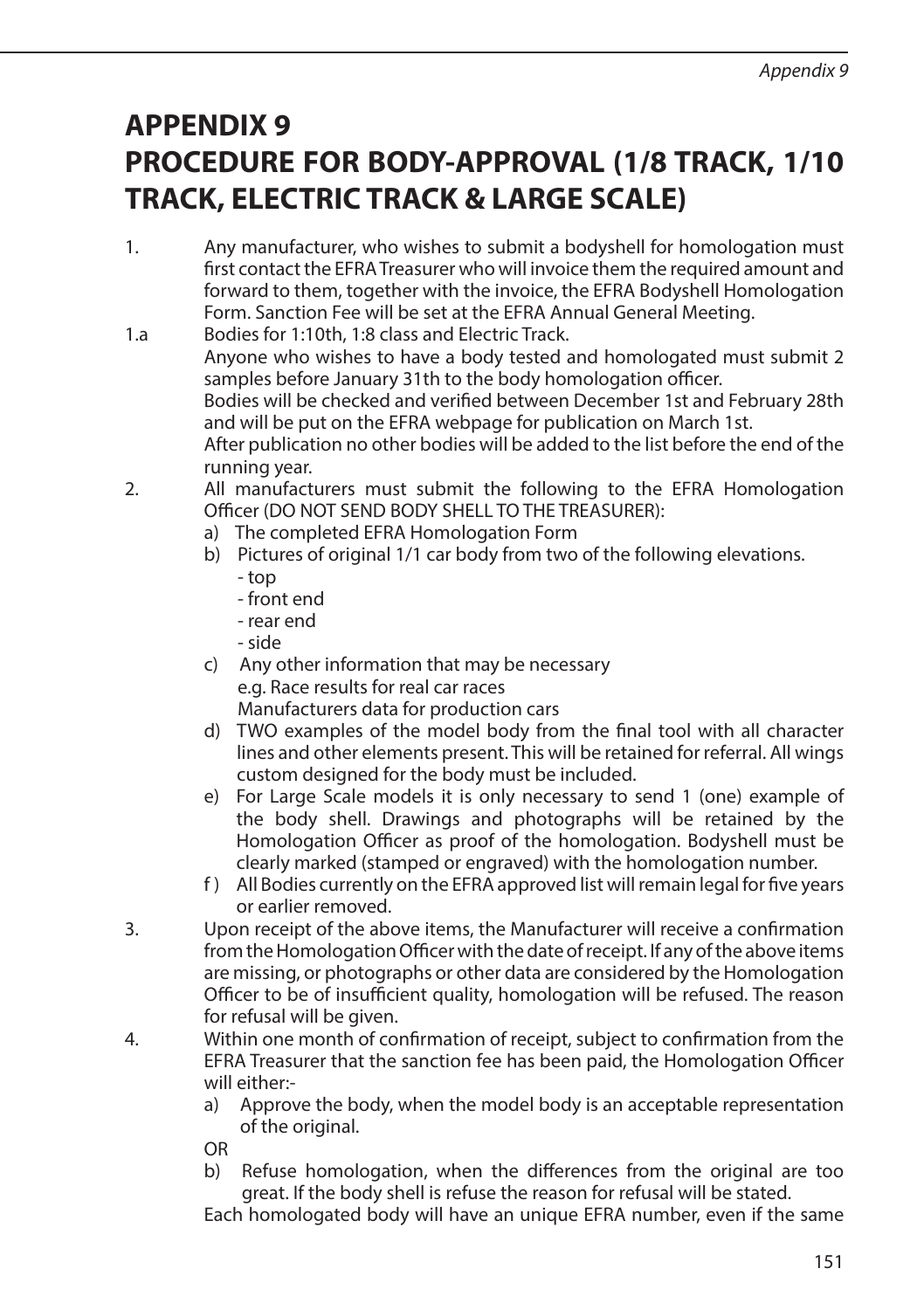# APPENDIX 9
# PROCEDURE FOR BODY-APPROVAL (1/8 TRACK, 1/10 TRACK, ELECTRIC TRACK & LARGE SCALE)

1. Any manufacturer, who wishes to submit a bodyshell for homologation must first contact the EFRA Treasurer who will invoice them the required amount and forward to them, together with the invoice, the EFRA Bodyshell Homologation Form. Sanction Fee will be set at the EFRA Annual General Meeting.

1.a Bodies for 1:10th, 1:8 class and Electric Track.
Anyone who wishes to have a body tested and homologated must submit 2 samples before January 31th to the body homologation officer.
Bodies will be checked and verified between December 1st and February 28th and will be put on the EFRA webpage for publication on March 1st.
After publication no other bodies will be added to the list before the end of the running year.

2. All manufacturers must submit the following to the EFRA Homologation Officer (DO NOT SEND BODY SHELL TO THE TREASURER):
   a) The completed EFRA Homologation Form
   b) Pictures of original 1/1 car body from two of the following elevations.
      - top
      - front end
      - rear end
      - side
   c) Any other information that may be necessary
      e.g. Race results for real car races
      Manufacturers data for production cars
   d) TWO examples of the model body from the final tool with all character lines and other elements present. This will be retained for referral. All wings custom designed for the body must be included.
   e) For Large Scale models it is only necessary to send 1 (one) example of the body shell. Drawings and photographs will be retained by the Homologation Officer as proof of the homologation. Bodyshell must be clearly marked (stamped or engraved) with the homologation number.
   f) All Bodies currently on the EFRA approved list will remain legal for five years or earlier removed.

3. Upon receipt of the above items, the Manufacturer will receive a confirmation from the Homologation Officer with the date of receipt. If any of the above items are missing, or photographs or other data are considered by the Homologation Officer to be of insufficient quality, homologation will be refused. The reason for refusal will be given.

4. Within one month of confirmation of receipt, subject to confirmation from the EFRA Treasurer that the sanction fee has been paid, the Homologation Officer will either:-
   a) Approve the body, when the model body is an acceptable representation of the original.

   OR

   b) Refuse homologation, when the differences from the original are too great. If the body shell is refuse the reason for refusal will be stated.

   Each homologated body will have an unique EFRA number, even if the same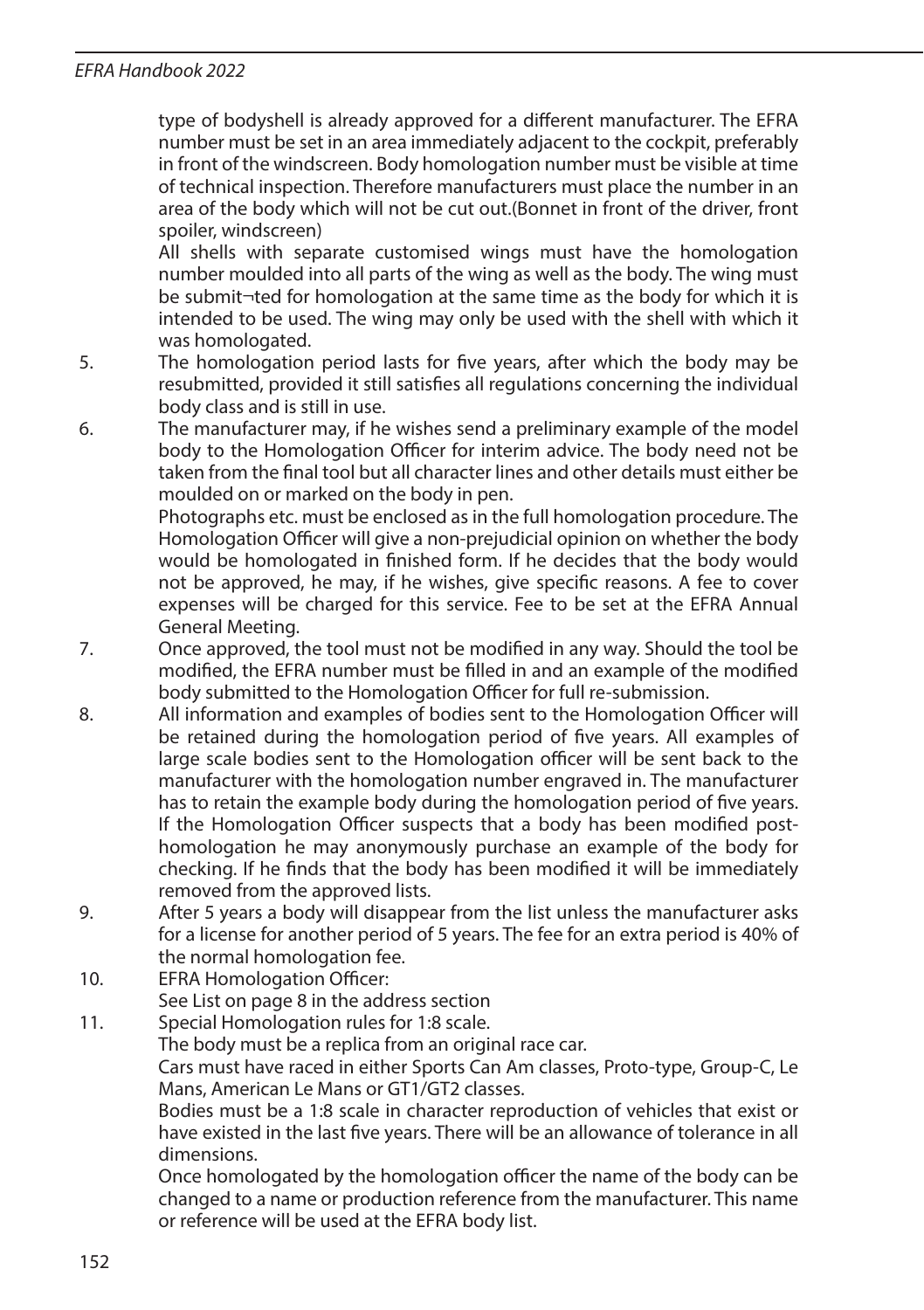type of bodyshell is already approved for a different manufacturer. The EFRA number must be set in an area immediately adjacent to the cockpit, preferably in front of the windscreen. Body homologation number must be visible at time of technical inspection. Therefore manufacturers must place the number in an area of the body which will not be cut out.(Bonnet in front of the driver, front spoiler, windscreen)

All shells with separate customised wings must have the homologation number moulded into all parts of the wing as well as the body. The wing must be submit¬ted for homologation at the same time as the body for which it is intended to be used. The wing may only be used with the shell with which it was homologated.

5. The homologation period lasts for five years, after which the body may be resubmitted, provided it still satisfies all regulations concerning the individual body class and is still in use.
6. The manufacturer may, if he wishes send a preliminary example of the model body to the Homologation Officer for interim advice. The body need not be taken from the final tool but all character lines and other details must either be moulded on or marked on the body in pen.

   Photographs etc. must be enclosed as in the full homologation procedure. The Homologation Officer will give a non-prejudicial opinion on whether the body would be homologated in finished form. If he decides that the body would not be approved, he may, if he wishes, give specific reasons. A fee to cover expenses will be charged for this service. Fee to be set at the EFRA Annual General Meeting.
7. Once approved, the tool must not be modified in any way. Should the tool be modified, the EFRA number must be filled in and an example of the modified body submitted to the Homologation Officer for full re-submission.
8. All information and examples of bodies sent to the Homologation Officer will be retained during the homologation period of five years. All examples of large scale bodies sent to the Homologation officer will be sent back to the manufacturer with the homologation number engraved in. The manufacturer has to retain the example body during the homologation period of five years. If the Homologation Officer suspects that a body has been modified post-homologation he may anonymously purchase an example of the body for checking. If he finds that the body has been modified it will be immediately removed from the approved lists.
9. After 5 years a body will disappear from the list unless the manufacturer asks for a license for another period of 5 years. The fee for an extra period is 40% of the normal homologation fee.
10. EFRA Homologation Officer:

    See List on page 8 in the address section
11. Special Homologation rules for 1:8 scale.

    The body must be a replica from an original race car.

    Cars must have raced in either Sports Can Am classes, Proto-type, Group-C, Le Mans, American Le Mans or GT1/GT2 classes.

    Bodies must be a 1:8 scale in character reproduction of vehicles that exist or have existed in the last five years. There will be an allowance of tolerance in all dimensions.

    Once homologated by the homologation officer the name of the body can be changed to a name or production reference from the manufacturer. This name or reference will be used at the EFRA body list.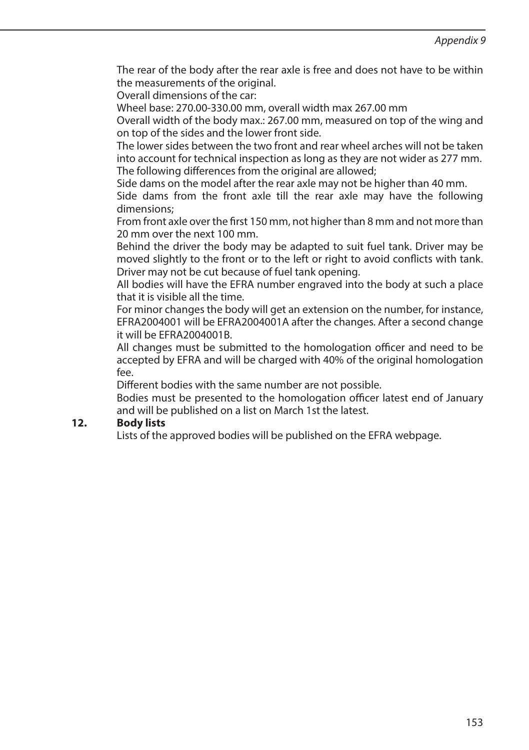The rear of the body after the rear axle is free and does not have to be within the measurements of the original.

Overall dimensions of the car:

Wheel base: 270.00-330.00 mm, overall width max 267.00 mm

Overall width of the body max.: 267.00 mm, measured on top of the wing and on top of the sides and the lower front side.

The lower sides between the two front and rear wheel arches will not be taken into account for technical inspection as long as they are not wider as 277 mm.

The following differences from the original are allowed;

Side dams on the model after the rear axle may not be higher than 40 mm.

Side dams from the front axle till the rear axle may have the following dimensions;

From front axle over the first 150 mm, not higher than 8 mm and not more than 20 mm over the next 100 mm.

Behind the driver the body may be adapted to suit fuel tank. Driver may be moved slightly to the front or to the left or right to avoid conflicts with tank. Driver may not be cut because of fuel tank opening.

All bodies will have the EFRA number engraved into the body at such a place that it is visible all the time.

For minor changes the body will get an extension on the number, for instance, EFRA2004001 will be EFRA2004001A after the changes. After a second change it will be EFRA2004001B.

All changes must be submitted to the homologation officer and need to be accepted by EFRA and will be charged with 40% of the original homologation fee.

Different bodies with the same number are not possible.

Bodies must be presented to the homologation officer latest end of January and will be published on a list on March 1st the latest.

**12. Body lists**

Lists of the approved bodies will be published on the EFRA webpage.